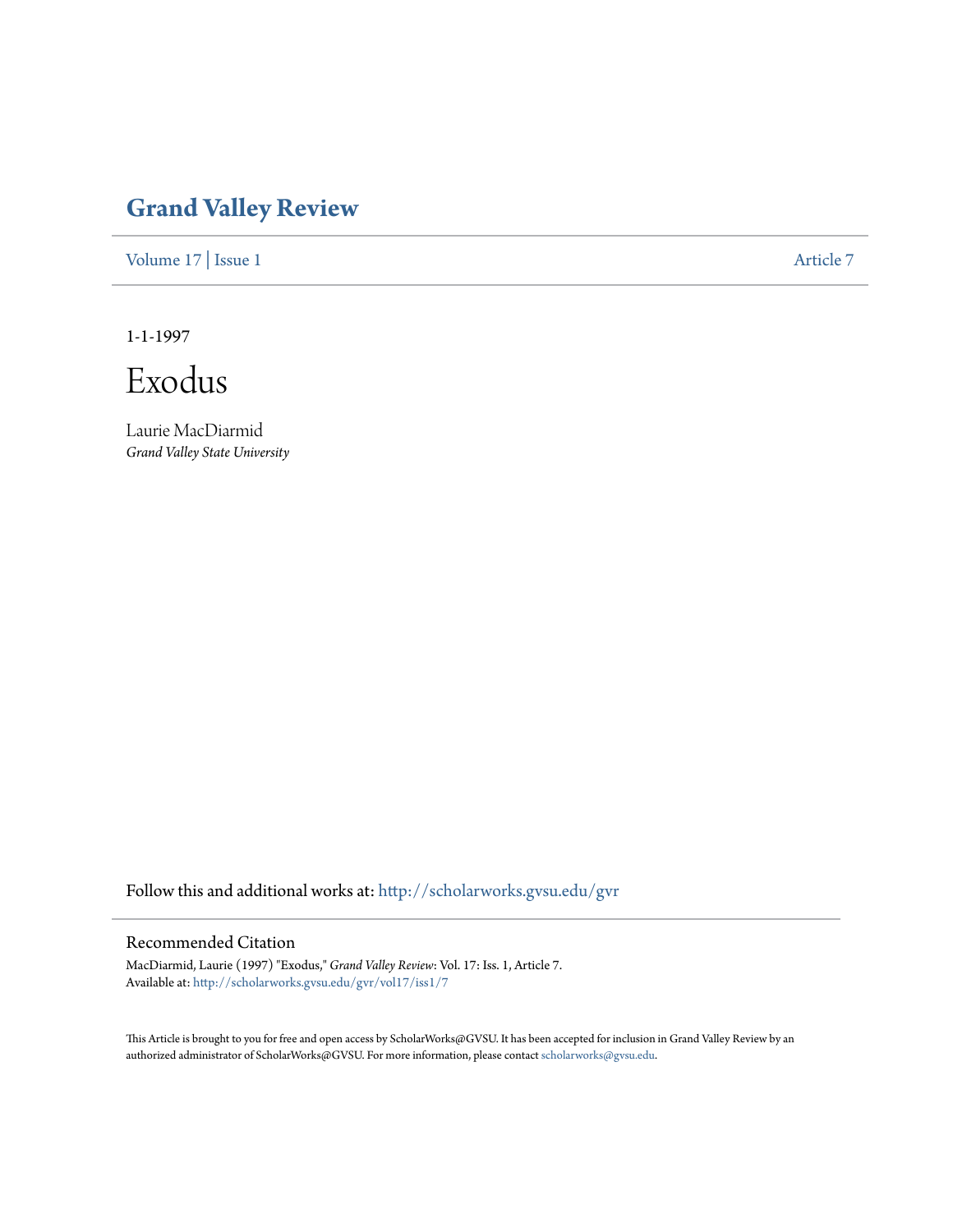# Grand Valley Review

Volume 17 | Issue 1 Article 7

1-1-1997

# Exodus

Laurie MacDiarmid

*Grand Valley State University*

Follow this and additional works at: http://scholarworks.gvsu.edu/gvr

## Recommended Citation

MacDiarmid, Laurie (1997) "Exodus," *Grand Valley Review*: Vol. 17: Iss. 1, Article 7.
Available at: http://scholarworks.gvsu.edu/gvr/vol17/iss1/7

This Article is brought to you for free and open access by ScholarWorks@GVSU. It has been accepted for inclusion in Grand Valley Review by an authorized administrator of ScholarWorks@GVSU. For more information, please contact scholarworks@gvsu.edu.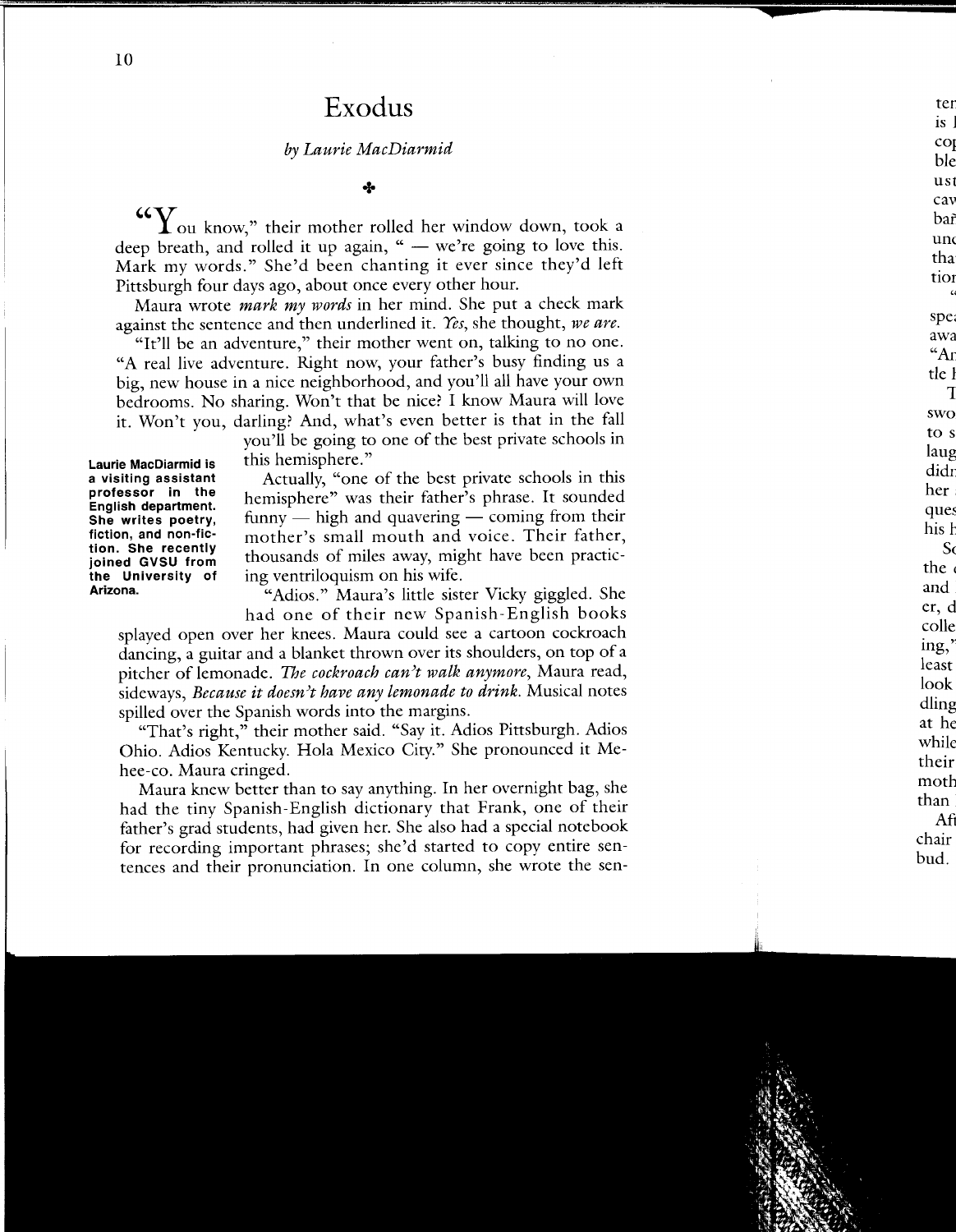# Exodus

*by Laurie MacDiarmid*

✣

"You know," their mother rolled her window down, took a deep breath, and rolled it up again, " — we're going to love this. Mark my words." She'd been chanting it ever since they'd left Pittsburgh four days ago, about once every other hour.

Maura wrote *mark my words* in her mind. She put a check mark against the sentence and then underlined it. *Yes*, she thought, *we are.*

"It'll be an adventure," their mother went on, talking to no one. "A real live adventure. Right now, your father's busy finding us a big, new house in a nice neighborhood, and you'll all have your own bedrooms. No sharing. Won't that be nice? I know Maura will love it. Won't you, darling? And, what's even better is that in the fall you'll be going to one of the best private schools in this hemisphere."

**Laurie MacDiarmid is a visiting assistant professor in the English department. She writes poetry, fiction, and non-fiction. She recently joined GVSU from the University of Arizona.**

Actually, "one of the best private schools in this hemisphere" was their father's phrase. It sounded funny — high and quavering — coming from their mother's small mouth and voice. Their father, thousands of miles away, might have been practicing ventriloquism on his wife.

"Adios." Maura's little sister Vicky giggled. She had one of their new Spanish-English books splayed open over her knees. Maura could see a cartoon cockroach dancing, a guitar and a blanket thrown over its shoulders, on top of a pitcher of lemonade. *The cockroach can't walk anymore*, Maura read, sideways, *Because it doesn't have any lemonade to drink.* Musical notes spilled over the Spanish words into the margins.

"That's right," their mother said. "Say it. Adios Pittsburgh. Adios Ohio. Adios Kentucky. Hola Mexico City." She pronounced it Me-hee-co. Maura cringed.

Maura knew better than to say anything. In her overnight bag, she had the tiny Spanish-English dictionary that Frank, one of their father's grad students, had given her. She also had a special notebook for recording important phrases; she'd started to copy entire sentences and their pronunciation. In one column, she wrote the sen-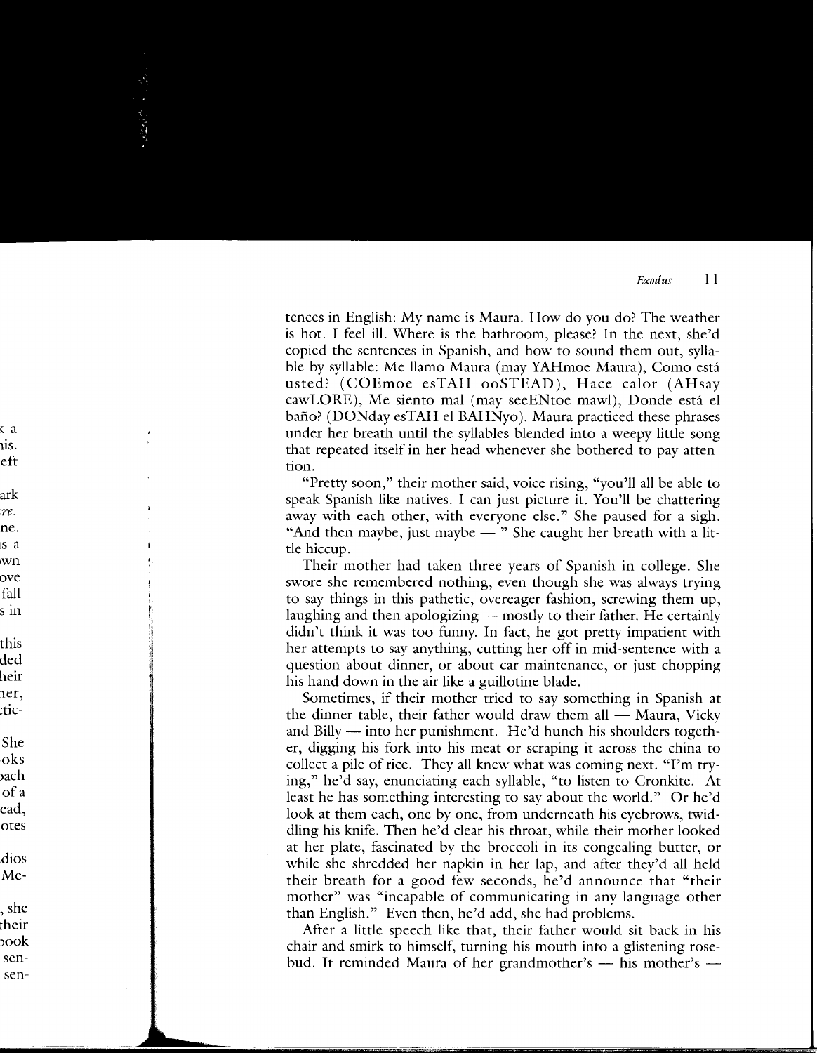tences in English: My name is Maura. How do you do? The weather is hot. I feel ill. Where is the bathroom, please? In the next, she'd copied the sentences in Spanish, and how to sound them out, syllable by syllable: Me llamo Maura (may YAHmoe Maura), Como está usted? (COEmoe esTAH ooSTEAD), Hace calor (AHsay cawLORE), Me siento mal (may seeENtoe mawl), Donde está el baño? (DONday esTAH el BAHNyo). Maura practiced these phrases under her breath until the syllables blended into a weepy little song that repeated itself in her head whenever she bothered to pay attention.

"Pretty soon," their mother said, voice rising, "you'll all be able to speak Spanish like natives. I can just picture it. You'll be chattering away with each other, with everyone else." She paused for a sigh. "And then maybe, just maybe — " She caught her breath with a little hiccup.

Their mother had taken three years of Spanish in college. She swore she remembered nothing, even though she was always trying to say things in this pathetic, overeager fashion, screwing them up, laughing and then apologizing — mostly to their father. He certainly didn't think it was too funny. In fact, he got pretty impatient with her attempts to say anything, cutting her off in mid-sentence with a question about dinner, or about car maintenance, or just chopping his hand down in the air like a guillotine blade.

Sometimes, if their mother tried to say something in Spanish at the dinner table, their father would draw them all — Maura, Vicky and Billy — into her punishment. He'd hunch his shoulders together, digging his fork into his meat or scraping it across the china to collect a pile of rice. They all knew what was coming next. "I'm trying," he'd say, enunciating each syllable, "to listen to Cronkite. At least he has something interesting to say about the world." Or he'd look at them each, one by one, from underneath his eyebrows, twiddling his knife. Then he'd clear his throat, while their mother looked at her plate, fascinated by the broccoli in its congealing butter, or while she shredded her napkin in her lap, and after they'd all held their breath for a good few seconds, he'd announce that "their mother" was "incapable of communicating in any language other than English." Even then, he'd add, she had problems.

After a little speech like that, their father would sit back in his chair and smirk to himself, turning his mouth into a glistening rosebud. It reminded Maura of her grandmother's — his mother's —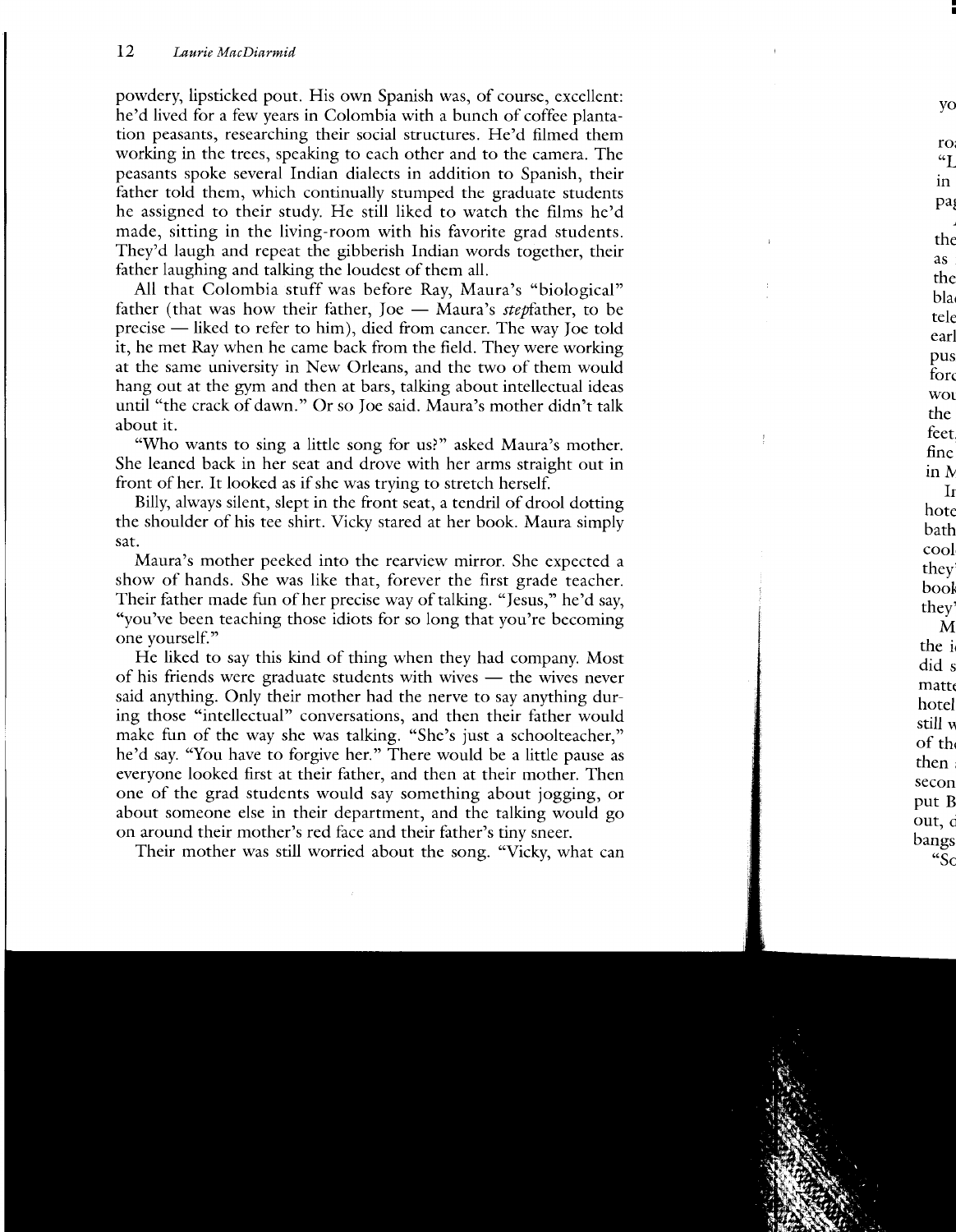powdery, lipsticked pout. His own Spanish was, of course, excellent: he'd lived for a few years in Colombia with a bunch of coffee plantation peasants, researching their social structures. He'd filmed them working in the trees, speaking to each other and to the camera. The peasants spoke several Indian dialects in addition to Spanish, their father told them, which continually stumped the graduate students he assigned to their study. He still liked to watch the films he'd made, sitting in the living-room with his favorite grad students. They'd laugh and repeat the gibberish Indian words together, their father laughing and talking the loudest of them all.

All that Colombia stuff was before Ray, Maura's "biological" father (that was how their father, Joe — Maura's *step*father, to be precise — liked to refer to him), died from cancer. The way Joe told it, he met Ray when he came back from the field. They were working at the same university in New Orleans, and the two of them would hang out at the gym and then at bars, talking about intellectual ideas until "the crack of dawn." Or so Joe said. Maura's mother didn't talk about it.

"Who wants to sing a little song for us?" asked Maura's mother. She leaned back in her seat and drove with her arms straight out in front of her. It looked as if she was trying to stretch herself.

Billy, always silent, slept in the front seat, a tendril of drool dotting the shoulder of his tee shirt. Vicky stared at her book. Maura simply sat.

Maura's mother peeked into the rearview mirror. She expected a show of hands. She was like that, forever the first grade teacher. Their father made fun of her precise way of talking. "Jesus," he'd say, "you've been teaching those idiots for so long that you're becoming one yourself."

He liked to say this kind of thing when they had company. Most of his friends were graduate students with wives — the wives never said anything. Only their mother had the nerve to say anything during those "intellectual" conversations, and then their father would make fun of the way she was talking. "She's just a schoolteacher," he'd say. "You have to forgive her." There would be a little pause as everyone looked first at their father, and then at their mother. Then one of the grad students would say something about jogging, or about someone else in their department, and the talking would go on around their mother's red face and their father's tiny sneer.

Their mother was still worried about the song. "Vicky, what can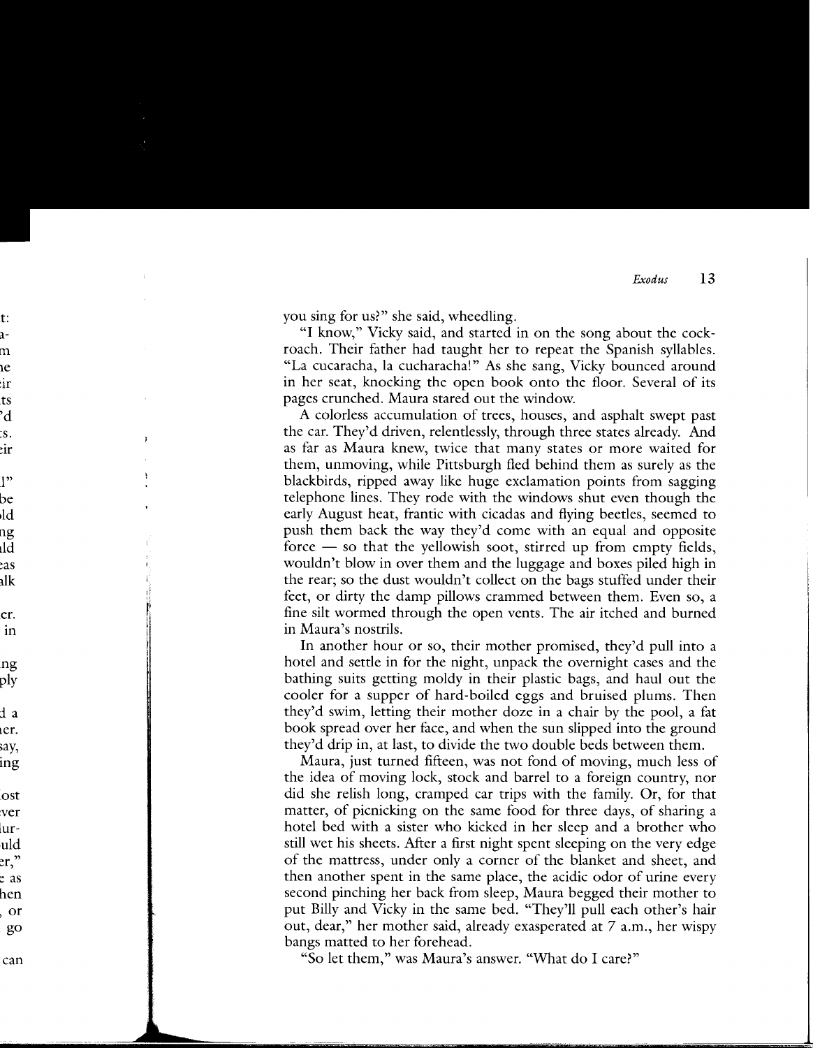you sing for us?" she said, wheedling.

"I know," Vicky said, and started in on the song about the cockroach. Their father had taught her to repeat the Spanish syllables. "La cucaracha, la cucharacha!" As she sang, Vicky bounced around in her seat, knocking the open book onto the floor. Several of its pages crunched. Maura stared out the window.

A colorless accumulation of trees, houses, and asphalt swept past the car. They'd driven, relentlessly, through three states already. And as far as Maura knew, twice that many states or more waited for them, unmoving, while Pittsburgh fled behind them as surely as the blackbirds, ripped away like huge exclamation points from sagging telephone lines. They rode with the windows shut even though the early August heat, frantic with cicadas and flying beetles, seemed to push them back the way they'd come with an equal and opposite force — so that the yellowish soot, stirred up from empty fields, wouldn't blow in over them and the luggage and boxes piled high in the rear; so the dust wouldn't collect on the bags stuffed under their feet, or dirty the damp pillows crammed between them. Even so, a fine silt wormed through the open vents. The air itched and burned in Maura's nostrils.

In another hour or so, their mother promised, they'd pull into a hotel and settle in for the night, unpack the overnight cases and the bathing suits getting moldy in their plastic bags, and haul out the cooler for a supper of hard-boiled eggs and bruised plums. Then they'd swim, letting their mother doze in a chair by the pool, a fat book spread over her face, and when the sun slipped into the ground they'd drip in, at last, to divide the two double beds between them.

Maura, just turned fifteen, was not fond of moving, much less of the idea of moving lock, stock and barrel to a foreign country, nor did she relish long, cramped car trips with the family. Or, for that matter, of picnicking on the same food for three days, of sharing a hotel bed with a sister who kicked in her sleep and a brother who still wet his sheets. After a first night spent sleeping on the very edge of the mattress, under only a corner of the blanket and sheet, and then another spent in the same place, the acidic odor of urine every second pinching her back from sleep, Maura begged their mother to put Billy and Vicky in the same bed. "They'll pull each other's hair out, dear," her mother said, already exasperated at 7 a.m., her wispy bangs matted to her forehead.

"So let them," was Maura's answer. "What do I care?"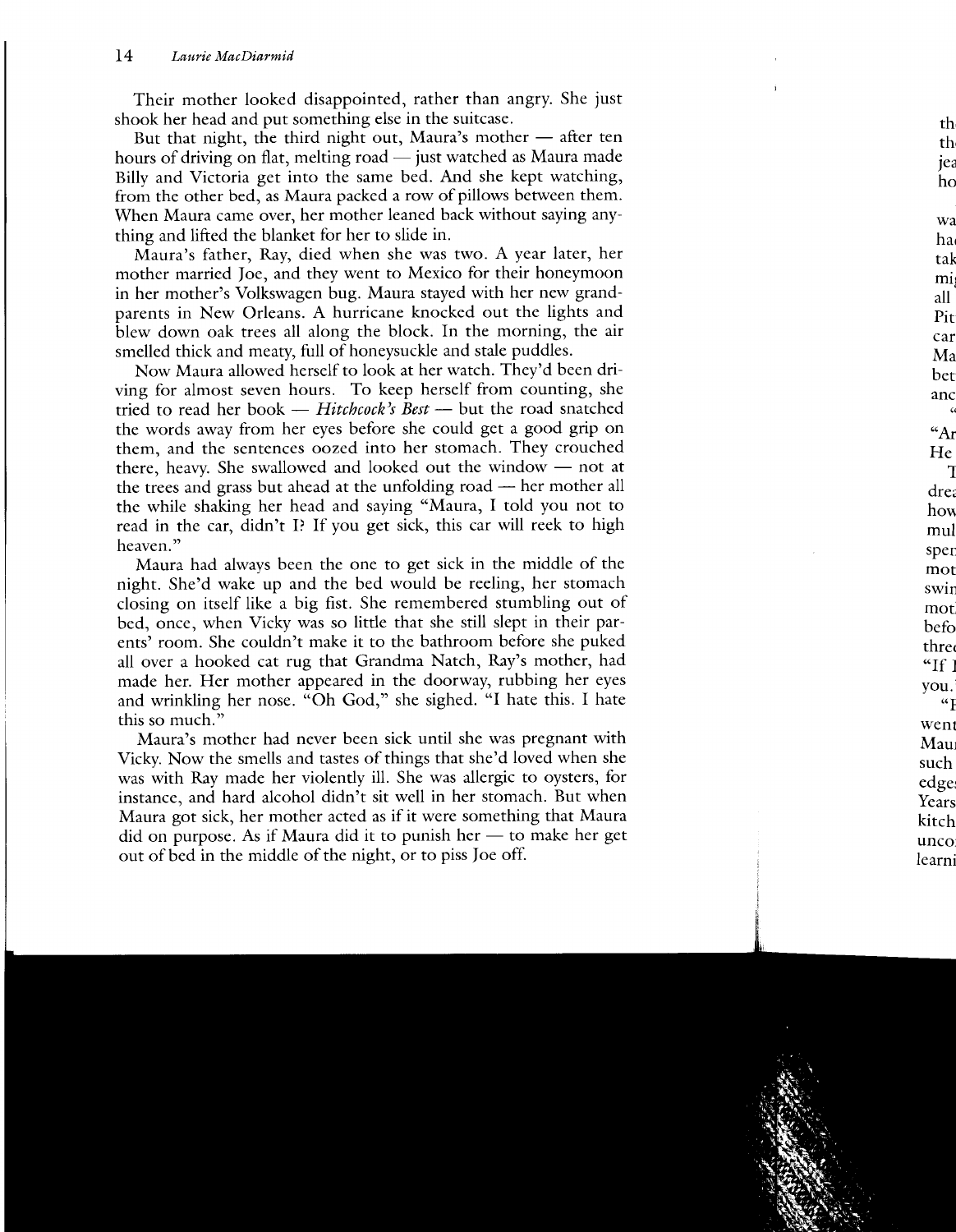Their mother looked disappointed, rather than angry. She just shook her head and put something else in the suitcase.

But that night, the third night out, Maura's mother — after ten hours of driving on flat, melting road — just watched as Maura made Billy and Victoria get into the same bed. And she kept watching, from the other bed, as Maura packed a row of pillows between them. When Maura came over, her mother leaned back without saying anything and lifted the blanket for her to slide in.

Maura's father, Ray, died when she was two. A year later, her mother married Joe, and they went to Mexico for their honeymoon in her mother's Volkswagen bug. Maura stayed with her new grandparents in New Orleans. A hurricane knocked out the lights and blew down oak trees all along the block. In the morning, the air smelled thick and meaty, full of honeysuckle and stale puddles.

Now Maura allowed herself to look at her watch. They'd been driving for almost seven hours. To keep herself from counting, she tried to read her book — *Hitchcock's Best* — but the road snatched the words away from her eyes before she could get a good grip on them, and the sentences oozed into her stomach. They crouched there, heavy. She swallowed and looked out the window — not at the trees and grass but ahead at the unfolding road — her mother all the while shaking her head and saying "Maura, I told you not to read in the car, didn't I? If you get sick, this car will reek to high heaven."

Maura had always been the one to get sick in the middle of the night. She'd wake up and the bed would be reeling, her stomach closing on itself like a big fist. She remembered stumbling out of bed, once, when Vicky was so little that she still slept in their parents' room. She couldn't make it to the bathroom before she puked all over a hooked cat rug that Grandma Natch, Ray's mother, had made her. Her mother appeared in the doorway, rubbing her eyes and wrinkling her nose. "Oh God," she sighed. "I hate this. I hate this so much."

Maura's mother had never been sick until she was pregnant with Vicky. Now the smells and tastes of things that she'd loved when she was with Ray made her violently ill. She was allergic to oysters, for instance, and hard alcohol didn't sit well in her stomach. But when Maura got sick, her mother acted as if it were something that Maura did on purpose. As if Maura did it to punish her — to make her get out of bed in the middle of the night, or to piss Joe off.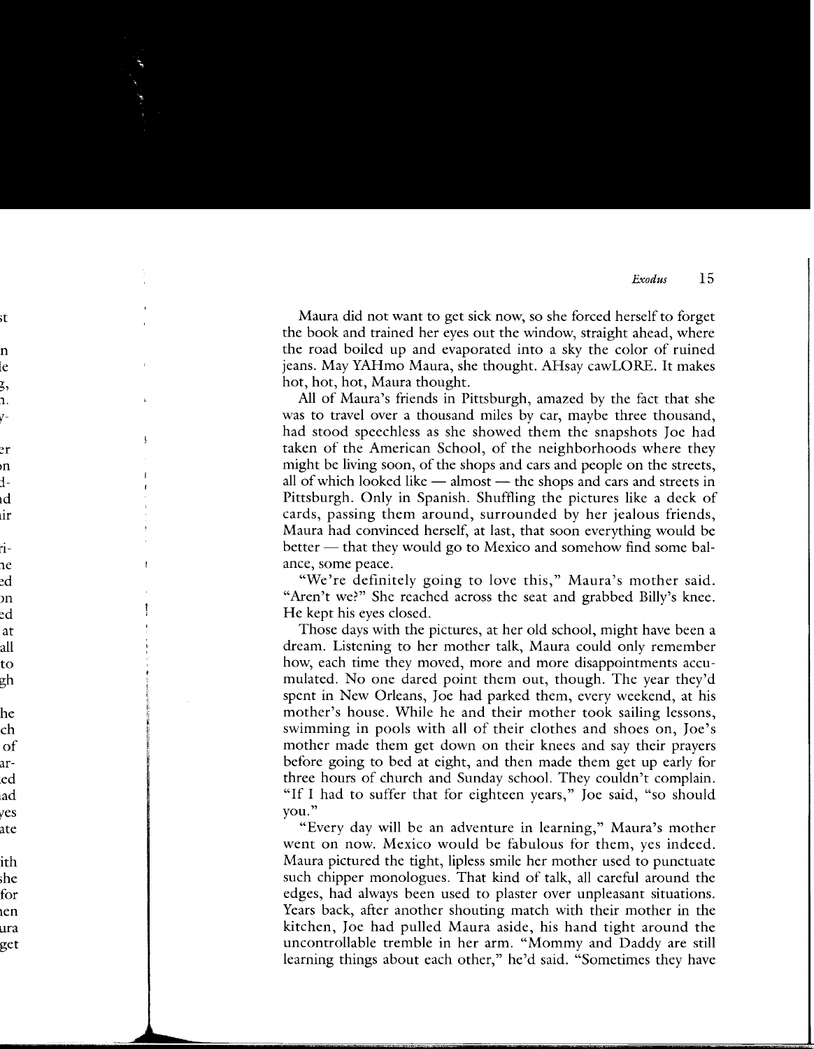Maura did not want to get sick now, so she forced herself to forget the book and trained her eyes out the window, straight ahead, where the road boiled up and evaporated into a sky the color of ruined jeans. May YAHmo Maura, she thought. AHsay cawLORE. It makes hot, hot, hot, Maura thought.

All of Maura's friends in Pittsburgh, amazed by the fact that she was to travel over a thousand miles by car, maybe three thousand, had stood speechless as she showed them the snapshots Joe had taken of the American School, of the neighborhoods where they might be living soon, of the shops and cars and people on the streets, all of which looked like — almost — the shops and cars and streets in Pittsburgh. Only in Spanish. Shuffling the pictures like a deck of cards, passing them around, surrounded by her jealous friends, Maura had convinced herself, at last, that soon everything would be better — that they would go to Mexico and somehow find some balance, some peace.

"We're definitely going to love this," Maura's mother said. "Aren't we?" She reached across the seat and grabbed Billy's knee. He kept his eyes closed.

Those days with the pictures, at her old school, might have been a dream. Listening to her mother talk, Maura could only remember how, each time they moved, more and more disappointments accumulated. No one dared point them out, though. The year they'd spent in New Orleans, Joe had parked them, every weekend, at his mother's house. While he and their mother took sailing lessons, swimming in pools with all of their clothes and shoes on, Joe's mother made them get down on their knees and say their prayers before going to bed at eight, and then made them get up early for three hours of church and Sunday school. They couldn't complain. "If I had to suffer that for eighteen years," Joe said, "so should you."

"Every day will be an adventure in learning," Maura's mother went on now. Mexico would be fabulous for them, yes indeed. Maura pictured the tight, lipless smile her mother used to punctuate such chipper monologues. That kind of talk, all careful around the edges, had always been used to plaster over unpleasant situations. Years back, after another shouting match with their mother in the kitchen, Joe had pulled Maura aside, his hand tight around the uncontrollable tremble in her arm. "Mommy and Daddy are still learning things about each other," he'd said. "Sometimes they have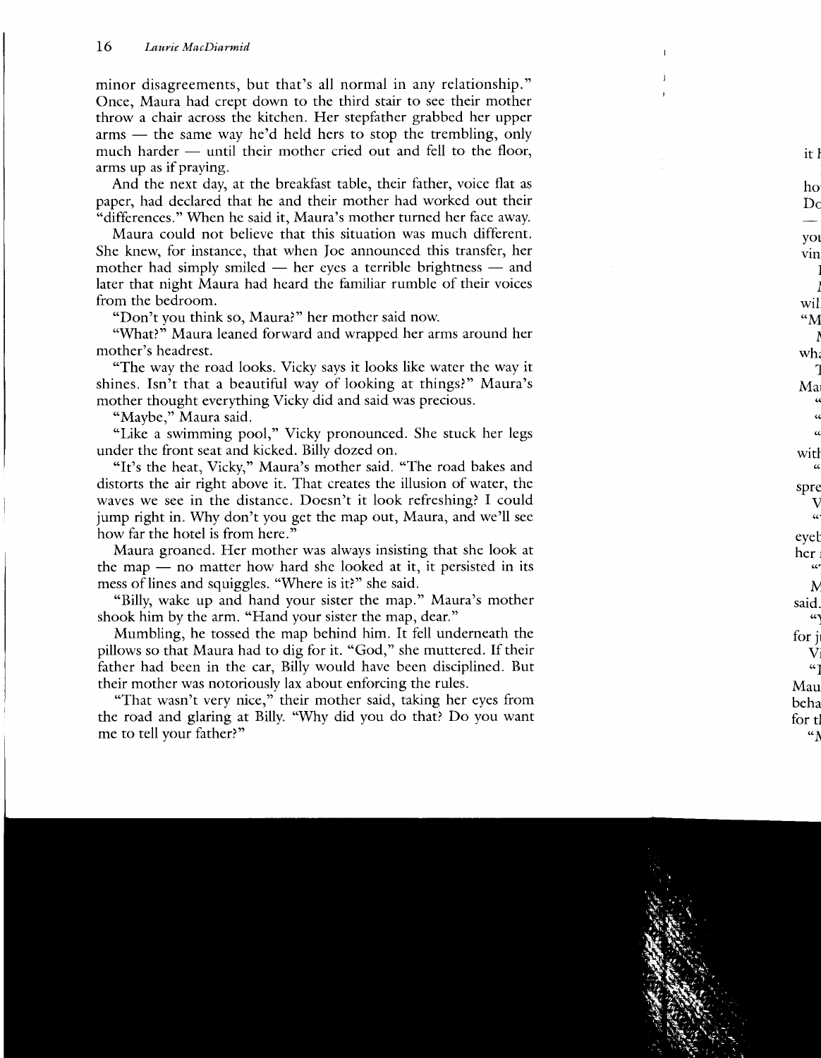minor disagreements, but that's all normal in any relationship." Once, Maura had crept down to the third stair to see their mother throw a chair across the kitchen. Her stepfather grabbed her upper arms — the same way he'd held hers to stop the trembling, only much harder — until their mother cried out and fell to the floor, arms up as if praying.

And the next day, at the breakfast table, their father, voice flat as paper, had declared that he and their mother had worked out their "differences." When he said it, Maura's mother turned her face away.

Maura could not believe that this situation was much different. She knew, for instance, that when Joe announced this transfer, her mother had simply smiled — her eyes a terrible brightness — and later that night Maura had heard the familiar rumble of their voices from the bedroom.

"Don't you think so, Maura?" her mother said now.

"What?" Maura leaned forward and wrapped her arms around her mother's headrest.

"The way the road looks. Vicky says it looks like water the way it shines. Isn't that a beautiful way of looking at things?" Maura's mother thought everything Vicky did and said was precious.

"Maybe," Maura said.

"Like a swimming pool," Vicky pronounced. She stuck her legs under the front seat and kicked. Billy dozed on.

"It's the heat, Vicky," Maura's mother said. "The road bakes and distorts the air right above it. That creates the illusion of water, the waves we see in the distance. Doesn't it look refreshing? I could jump right in. Why don't you get the map out, Maura, and we'll see how far the hotel is from here."

Maura groaned. Her mother was always insisting that she look at the map — no matter how hard she looked at it, it persisted in its mess of lines and squiggles. "Where is it?" she said.

"Billy, wake up and hand your sister the map." Maura's mother shook him by the arm. "Hand your sister the map, dear."

Mumbling, he tossed the map behind him. It fell underneath the pillows so that Maura had to dig for it. "God," she muttered. If their father had been in the car, Billy would have been disciplined. But their mother was notoriously lax about enforcing the rules.

"That wasn't very nice," their mother said, taking her eyes from the road and glaring at Billy. "Why did you do that? Do you want me to tell your father?"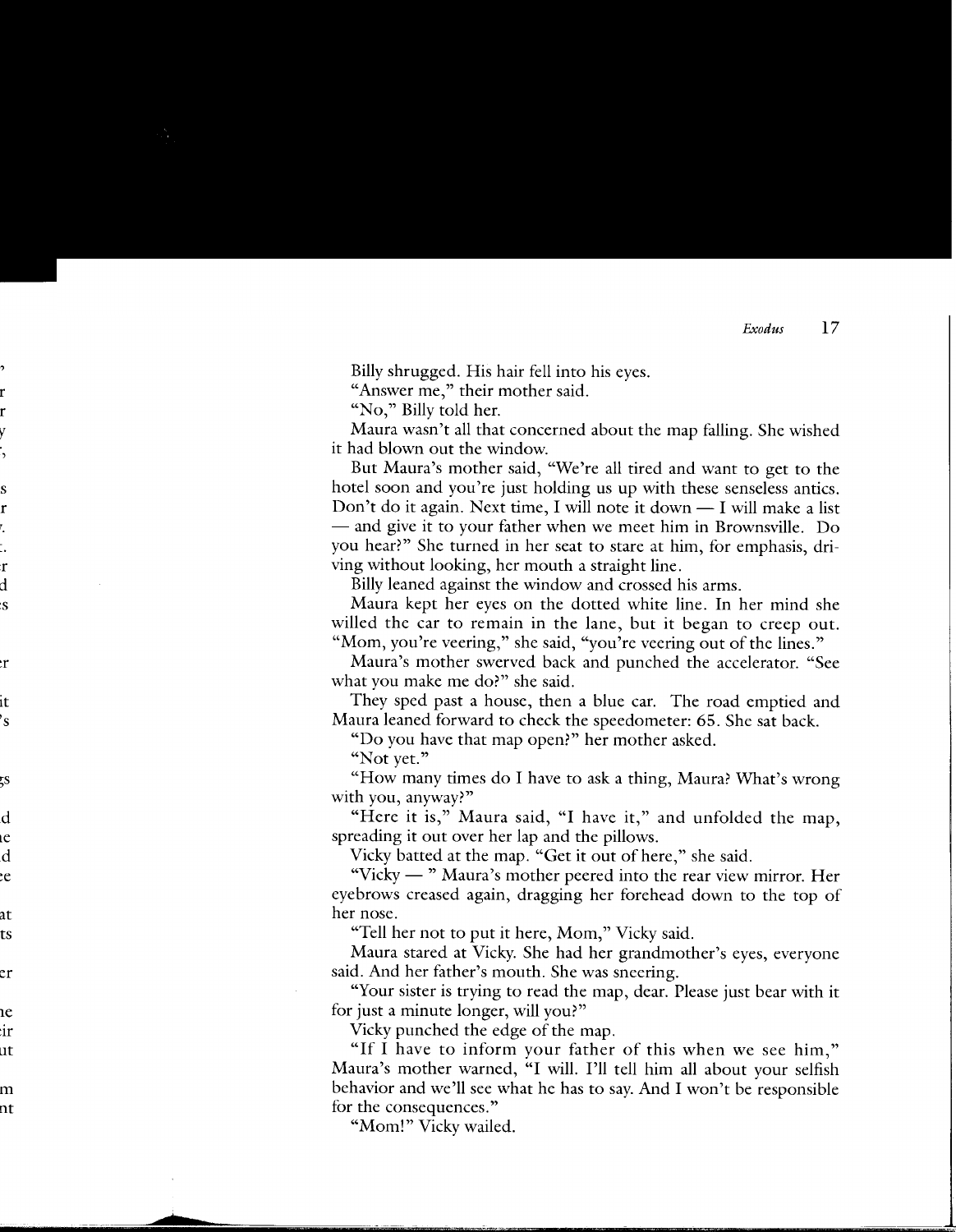Billy shrugged. His hair fell into his eyes.

"Answer me," their mother said.

"No," Billy told her.

Maura wasn't all that concerned about the map falling. She wished it had blown out the window.

But Maura's mother said, "We're all tired and want to get to the hotel soon and you're just holding us up with these senseless antics. Don't do it again. Next time, I will note it down — I will make a list — and give it to your father when we meet him in Brownsville. Do you hear?" She turned in her seat to stare at him, for emphasis, driving without looking, her mouth a straight line.

Billy leaned against the window and crossed his arms.

Maura kept her eyes on the dotted white line. In her mind she willed the car to remain in the lane, but it began to creep out. "Mom, you're veering," she said, "you're veering out of the lines."

Maura's mother swerved back and punched the accelerator. "See what you make me do?" she said.

They sped past a house, then a blue car. The road emptied and Maura leaned forward to check the speedometer: 65. She sat back.

"Do you have that map open?" her mother asked.

"Not yet."

"How many times do I have to ask a thing, Maura? What's wrong with you, anyway?"

"Here it is," Maura said, "I have it," and unfolded the map, spreading it out over her lap and the pillows.

Vicky batted at the map. "Get it out of here," she said.

"Vicky — " Maura's mother peered into the rear view mirror. Her eyebrows creased again, dragging her forehead down to the top of her nose.

"Tell her not to put it here, Mom," Vicky said.

Maura stared at Vicky. She had her grandmother's eyes, everyone said. And her father's mouth. She was sneering.

"Your sister is trying to read the map, dear. Please just bear with it for just a minute longer, will you?"

Vicky punched the edge of the map.

"If I have to inform your father of this when we see him," Maura's mother warned, "I will. I'll tell him all about your selfish behavior and we'll see what he has to say. And I won't be responsible for the consequences."

"Mom!" Vicky wailed.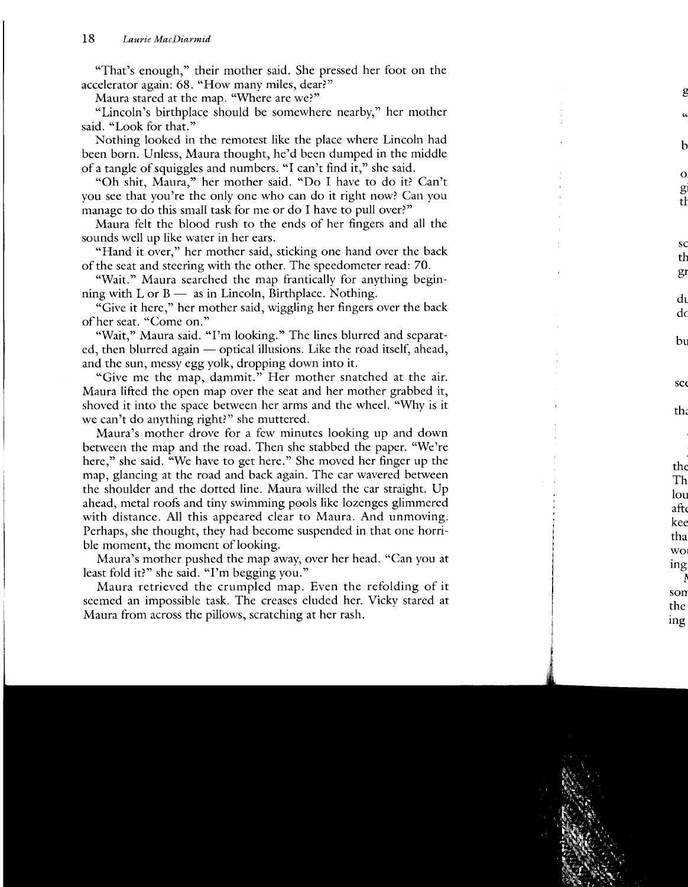"That's enough," their mother said. She pressed her foot on the accelerator again: 68. "How many miles, dear?"

Maura stared at the map. "Where are we?"

"Lincoln's birthplace should be somewhere nearby," her mother said. "Look for that."

Nothing looked in the remotest like the place where Lincoln had been born. Unless, Maura thought, he'd been dumped in the middle of a tangle of squiggles and numbers. "I can't find it," she said.

"Oh shit, Maura," her mother said. "Do I have to do it? Can't you see that you're the only one who can do it right now? Can you manage to do this small task for me or do I have to pull over?"

Maura felt the blood rush to the ends of her fingers and all the sounds well up like water in her ears.

"Hand it over," her mother said, sticking one hand over the back of the seat and steering with the other. The speedometer read: 70.

"Wait." Maura searched the map frantically for anything beginning with L or B — as in Lincoln, Birthplace. Nothing.

"Give it here," her mother said, wiggling her fingers over the back of her seat. "Come on."

"Wait," Maura said. "I'm looking." The lines blurred and separated, then blurred again — optical illusions. Like the road itself, ahead, and the sun, messy egg yolk, dropping down into it.

"Give me the map, dammit." Her mother snatched at the air. Maura lifted the open map over the seat and her mother grabbed it, shoved it into the space between her arms and the wheel. "Why is it we can't do anything right?" she muttered.

Maura's mother drove for a few minutes looking up and down between the map and the road. Then she stabbed the paper. "We're here," she said. "We have to get here." She moved her finger up the map, glancing at the road and back again. The car wavered between the shoulder and the dotted line. Maura willed the car straight. Up ahead, metal roofs and tiny swimming pools like lozenges glimmered with distance. All this appeared clear to Maura. And unmoving. Perhaps, she thought, they had become suspended in that one horrible moment, the moment of looking.

Maura's mother pushed the map away, over her head. "Can you at least fold it?" she said. "I'm begging you."

Maura retrieved the crumpled map. Even the refolding of it seemed an impossible task. The creases eluded her. Vicky stared at Maura from across the pillows, scratching at her rash.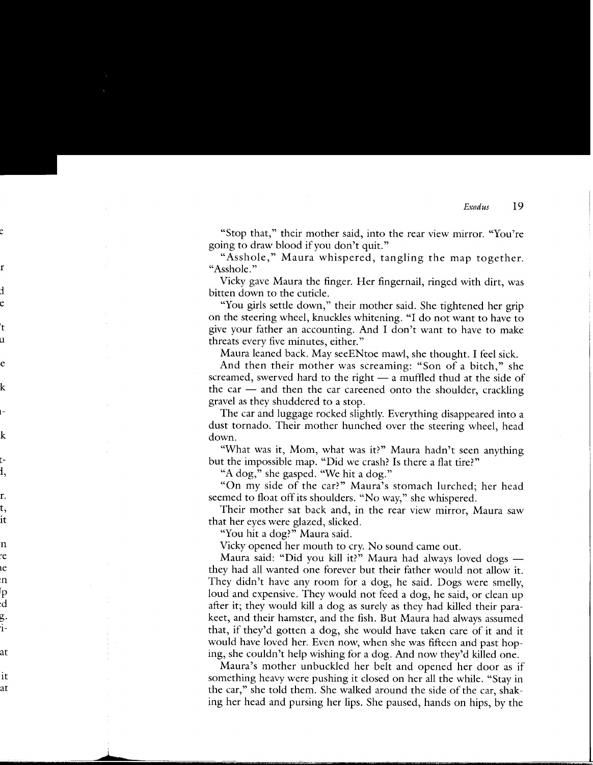"Stop that," their mother said, into the rear view mirror. "You're going to draw blood if you don't quit."

"Asshole," Maura whispered, tangling the map together. "Asshole."

Vicky gave Maura the finger. Her fingernail, ringed with dirt, was bitten down to the cuticle.

"You girls settle down," their mother said. She tightened her grip on the steering wheel, knuckles whitening. "I do not want to have to give your father an accounting. And I don't want to have to make threats every five minutes, either."

Maura leaned back. May seeENtoe mawl, she thought. I feel sick.

And then their mother was screaming: "Son of a bitch," she screamed, swerved hard to the right — a muffled thud at the side of the car — and then the car careened onto the shoulder, crackling gravel as they shuddered to a stop.

The car and luggage rocked slightly. Everything disappeared into a dust tornado. Their mother hunched over the steering wheel, head down.

"What was it, Mom, what was it?" Maura hadn't seen anything but the impossible map. "Did we crash? Is there a flat tire?"

"A dog," she gasped. "We hit a dog."

"On my side of the car?" Maura's stomach lurched; her head seemed to float off its shoulders. "No way," she whispered.

Their mother sat back and, in the rear view mirror, Maura saw that her eyes were glazed, slicked.

"You hit a dog?" Maura said.

Vicky opened her mouth to cry. No sound came out.

Maura said: "Did you kill it?" Maura had always loved dogs — they had all wanted one forever but their father would not allow it. They didn't have any room for a dog, he said. Dogs were smelly, loud and expensive. They would not feed a dog, he said, or clean up after it; they would kill a dog as surely as they had killed their parakeet, and their hamster, and the fish. But Maura had always assumed that, if they'd gotten a dog, she would have taken care of it and it would have loved her. Even now, when she was fifteen and past hoping, she couldn't help wishing for a dog. And now they'd killed one.

Maura's mother unbuckled her belt and opened her door as if something heavy were pushing it closed on her all the while. "Stay in the car," she told them. She walked around the side of the car, shaking her head and pursing her lips. She paused, hands on hips, by the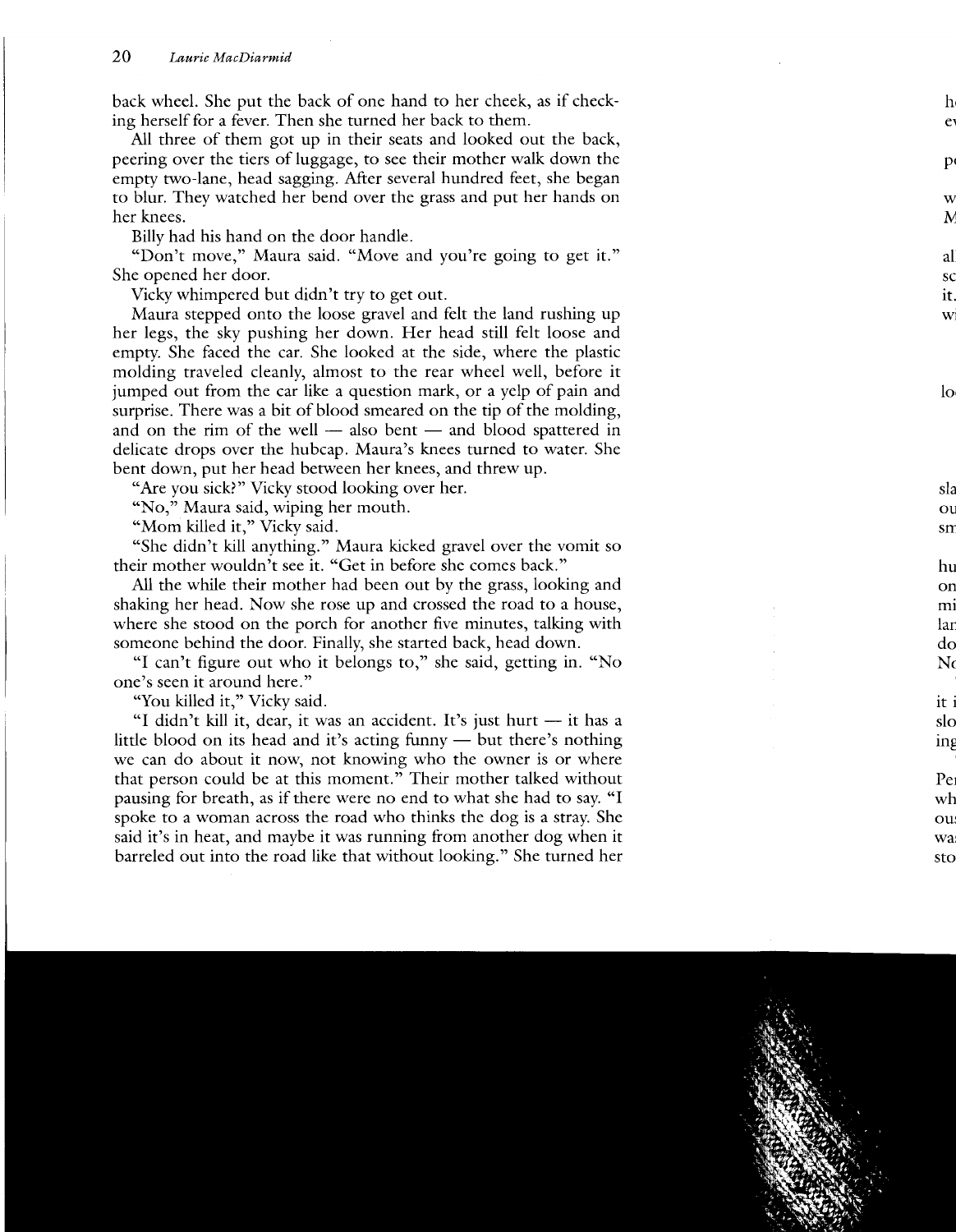back wheel. She put the back of one hand to her cheek, as if checking herself for a fever. Then she turned her back to them.

All three of them got up in their seats and looked out the back, peering over the tiers of luggage, to see their mother walk down the empty two-lane, head sagging. After several hundred feet, she began to blur. They watched her bend over the grass and put her hands on her knees.

Billy had his hand on the door handle.

"Don't move," Maura said. "Move and you're going to get it." She opened her door.

Vicky whimpered but didn't try to get out.

Maura stepped onto the loose gravel and felt the land rushing up her legs, the sky pushing her down. Her head still felt loose and empty. She faced the car. She looked at the side, where the plastic molding traveled cleanly, almost to the rear wheel well, before it jumped out from the car like a question mark, or a yelp of pain and surprise. There was a bit of blood smeared on the tip of the molding, and on the rim of the well — also bent — and blood spattered in delicate drops over the hubcap. Maura's knees turned to water. She bent down, put her head between her knees, and threw up.

"Are you sick?" Vicky stood looking over her.

"No," Maura said, wiping her mouth.

"Mom killed it," Vicky said.

"She didn't kill anything." Maura kicked gravel over the vomit so their mother wouldn't see it. "Get in before she comes back."

All the while their mother had been out by the grass, looking and shaking her head. Now she rose up and crossed the road to a house, where she stood on the porch for another five minutes, talking with someone behind the door. Finally, she started back, head down.

"I can't figure out who it belongs to," she said, getting in. "No one's seen it around here."

"You killed it," Vicky said.

"I didn't kill it, dear, it was an accident. It's just hurt — it has a little blood on its head and it's acting funny — but there's nothing we can do about it now, not knowing who the owner is or where that person could be at this moment." Their mother talked without pausing for breath, as if there were no end to what she had to say. "I spoke to a woman across the road who thinks the dog is a stray. She said it's in heat, and maybe it was running from another dog when it barreled out into the road like that without looking." She turned her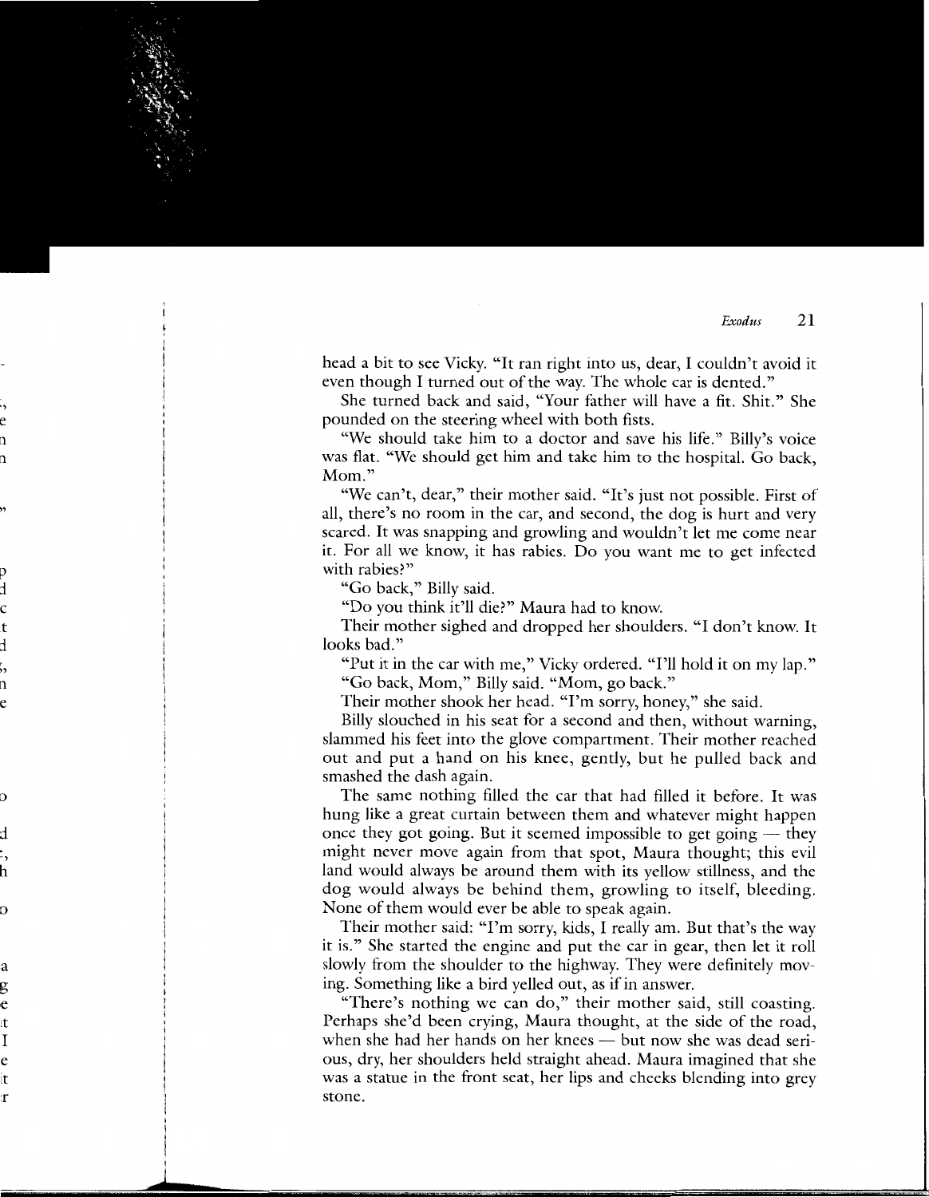head a bit to see Vicky. "It ran right into us, dear, I couldn't avoid it even though I turned out of the way. The whole car is dented."

She turned back and said, "Your father will have a fit. Shit." She pounded on the steering wheel with both fists.

"We should take him to a doctor and save his life." Billy's voice was flat. "We should get him and take him to the hospital. Go back, Mom."

"We can't, dear," their mother said. "It's just not possible. First of all, there's no room in the car, and second, the dog is hurt and very scared. It was snapping and growling and wouldn't let me come near it. For all we know, it has rabies. Do you want me to get infected with rabies?"

"Go back," Billy said.

"Do you think it'll die?" Maura had to know.

Their mother sighed and dropped her shoulders. "I don't know. It looks bad."

"Put it in the car with me," Vicky ordered. "I'll hold it on my lap."

"Go back, Mom," Billy said. "Mom, go back."

Their mother shook her head. "I'm sorry, honey," she said.

Billy slouched in his seat for a second and then, without warning, slammed his feet into the glove compartment. Their mother reached out and put a hand on his knee, gently, but he pulled back and smashed the dash again.

The same nothing filled the car that had filled it before. It was hung like a great curtain between them and whatever might happen once they got going. But it seemed impossible to get going — they might never move again from that spot, Maura thought; this evil land would always be around them with its yellow stillness, and the dog would always be behind them, growling to itself, bleeding. None of them would ever be able to speak again.

Their mother said: "I'm sorry, kids, I really am. But that's the way it is." She started the engine and put the car in gear, then let it roll slowly from the shoulder to the highway. They were definitely moving. Something like a bird yelled out, as if in answer.

"There's nothing we can do," their mother said, still coasting. Perhaps she'd been crying, Maura thought, at the side of the road, when she had her hands on her knees — but now she was dead serious, dry, her shoulders held straight ahead. Maura imagined that she was a statue in the front seat, her lips and cheeks blending into grey stone.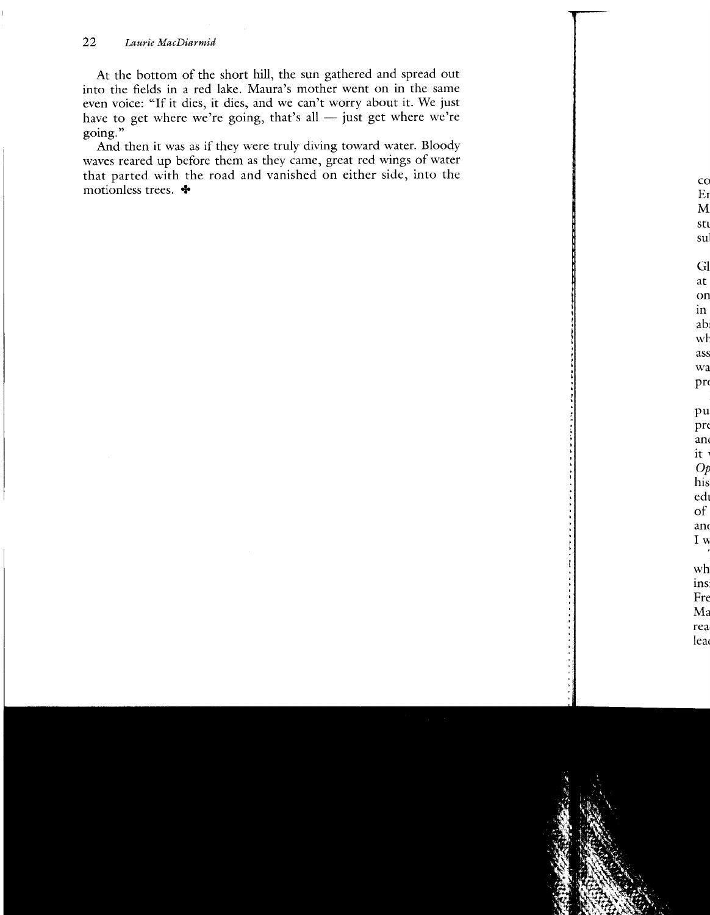At the bottom of the short hill, the sun gathered and spread out into the fields in a red lake. Maura's mother went on in the same even voice: "If it dies, it dies, and we can't worry about it. We just have to get where we're going, that's all — just get where we're going."

And then it was as if they were truly diving toward water. Bloody waves reared up before them as they came, great red wings of water that parted with the road and vanished on either side, into the motionless trees. ✤